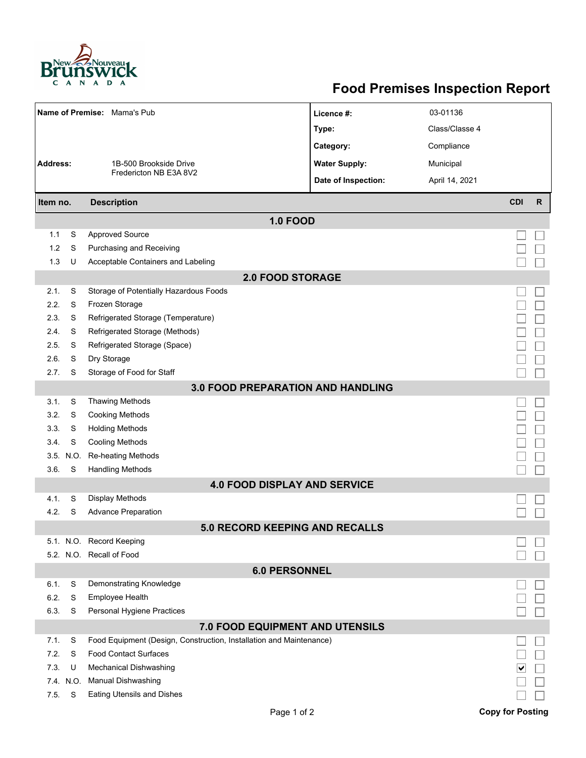# Food Premises Inspection Report

| | | | |
|---|---|---|---|
| **Name of Premise:** | Mama's Pub | **Licence #:** | 03-01136 |
| | | **Type:** | Class/Classe 4 |
| | | **Category:** | Compliance |
| **Address:** | 1B-500 Brookside Drive<br>Fredericton NB E3A 8V2 | **Water Supply:** | Municipal |
| | | **Date of Inspection:** | April 14, 2021 |

| Item no. | | Description | CDI | R |
|---|---|---|---|---|
| | | **1.0 FOOD** | | |
| 1.1 | S | Approved Source | ☐ | ☐ |
| 1.2 | S | Purchasing and Receiving | ☐ | ☐ |
| 1.3 | U | Acceptable Containers and Labeling | ☐ | ☐ |
| | | **2.0 FOOD STORAGE** | | |
| 2.1. | S | Storage of Potentially Hazardous Foods | ☐ | ☐ |
| 2.2. | S | Frozen Storage | ☐ | ☐ |
| 2.3. | S | Refrigerated Storage (Temperature) | ☐ | ☐ |
| 2.4. | S | Refrigerated Storage (Methods) | ☐ | ☐ |
| 2.5. | S | Refrigerated Storage (Space) | ☐ | ☐ |
| 2.6. | S | Dry Storage | ☐ | ☐ |
| 2.7. | S | Storage of Food for Staff | ☐ | ☐ |
| | | **3.0 FOOD PREPARATION AND HANDLING** | | |
| 3.1. | S | Thawing Methods | ☐ | ☐ |
| 3.2. | S | Cooking Methods | ☐ | ☐ |
| 3.3. | S | Holding Methods | ☐ | ☐ |
| 3.4. | S | Cooling Methods | ☐ | ☐ |
| 3.5. | N.O. | Re-heating Methods | ☐ | ☐ |
| 3.6. | S | Handling Methods | ☐ | ☐ |
| | | **4.0 FOOD DISPLAY AND SERVICE** | | |
| 4.1. | S | Display Methods | ☐ | ☐ |
| 4.2. | S | Advance Preparation | ☐ | ☐ |
| | | **5.0 RECORD KEEPING AND RECALLS** | | |
| 5.1. | N.O. | Record Keeping | ☐ | ☐ |
| 5.2. | N.O. | Recall of Food | ☐ | ☐ |
| | | **6.0 PERSONNEL** | | |
| 6.1. | S | Demonstrating Knowledge | ☐ | ☐ |
| 6.2. | S | Employee Health | ☐ | ☐ |
| 6.3. | S | Personal Hygiene Practices | ☐ | ☐ |
| | | **7.0 FOOD EQUIPMENT AND UTENSILS** | | |
| 7.1. | S | Food Equipment (Design, Construction, Installation and Maintenance) | ☐ | ☐ |
| 7.2. | S | Food Contact Surfaces | ☐ | ☐ |
| 7.3. | U | Mechanical Dishwashing | ☑ | ☐ |
| 7.4. | N.O. | Manual Dishwashing | ☐ | ☐ |
| 7.5. | S | Eating Utensils and Dishes | ☐ | ☐ |

**Copy for Posting**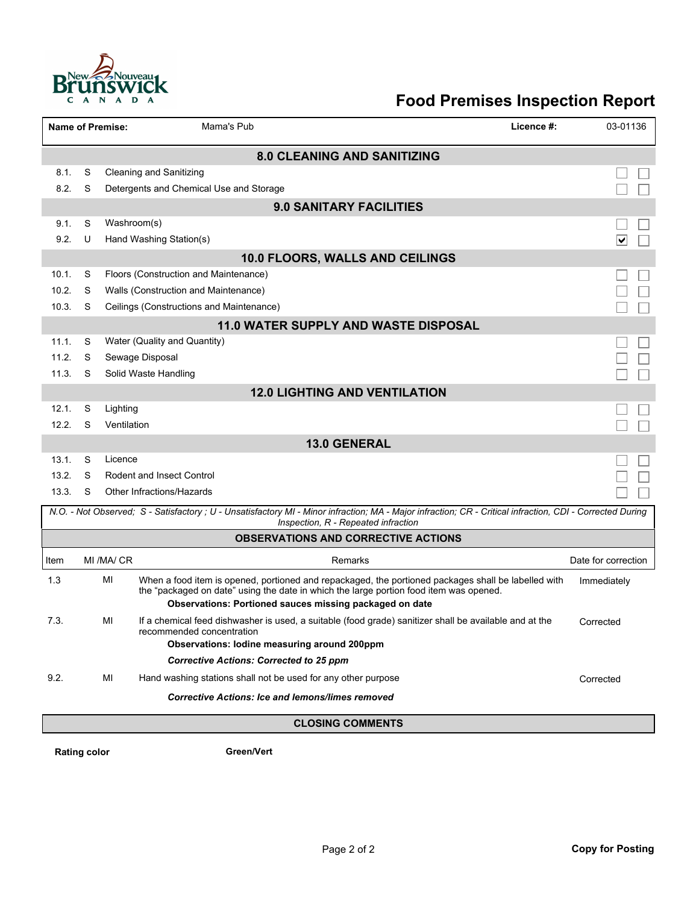# Food Premises Inspection Report

| Name of Premise: | Mama's Pub | Licence #: | 03-01136 |
|---|---|---|---|

## 8.0 CLEANING AND SANITIZING

| | | | | |
|---|---|---|---|---|
| 8.1. | S | Cleaning and Sanitizing | ☐ | ☐ |
| 8.2. | S | Detergents and Chemical Use and Storage | ☐ | ☐ |

## 9.0 SANITARY FACILITIES

| | | | | |
|---|---|---|---|---|
| 9.1. | S | Washroom(s) | ☐ | ☐ |
| 9.2. | U | Hand Washing Station(s) | ☑ | ☐ |

## 10.0 FLOORS, WALLS AND CEILINGS

| | | | | |
|---|---|---|---|---|
| 10.1. | S | Floors (Construction and Maintenance) | ☐ | ☐ |
| 10.2. | S | Walls (Construction and Maintenance) | ☐ | ☐ |
| 10.3. | S | Ceilings (Constructions and Maintenance) | ☐ | ☐ |

## 11.0 WATER SUPPLY AND WASTE DISPOSAL

| | | | | |
|---|---|---|---|---|
| 11.1. | S | Water (Quality and Quantity) | ☐ | ☐ |
| 11.2. | S | Sewage Disposal | ☐ | ☐ |
| 11.3. | S | Solid Waste Handling | ☐ | ☐ |

## 12.0 LIGHTING AND VENTILATION

| | | | | |
|---|---|---|---|---|
| 12.1. | S | Lighting | ☐ | ☐ |
| 12.2. | S | Ventilation | ☐ | ☐ |

## 13.0 GENERAL

| | | | | |
|---|---|---|---|---|
| 13.1. | S | Licence | ☐ | ☐ |
| 13.2. | S | Rodent and Insect Control | ☐ | ☐ |
| 13.3. | S | Other Infractions/Hazards | ☐ | ☐ |

*N.O. - Not Observed; S - Satisfactory ; U - Unsatisfactory MI - Minor infraction; MA - Major infraction; CR - Critical infraction, CDI - Corrected During Inspection, R - Repeated infraction*

## OBSERVATIONS AND CORRECTIVE ACTIONS

| Item | MI /MA/ CR | Remarks | Date for correction |
|---|---|---|---|
| 1.3 | MI | When a food item is opened, portioned and repackaged, the portioned packages shall be labelled with the "packaged on date" using the date in which the large portion food item was opened.<br>**Observations: Portioned sauces missing packaged on date** | Immediately |
| 7.3. | MI | If a chemical feed dishwasher is used, a suitable (food grade) sanitizer shall be available and at the recommended concentration<br>**Observations: Iodine measuring around 200ppm**<br>***Corrective Actions: Corrected to 25 ppm*** | Corrected |
| 9.2. | MI | Hand washing stations shall not be used for any other purpose<br>***Corrective Actions: Ice and lemons/limes removed*** | Corrected |

## CLOSING COMMENTS

**Rating color** **Green/Vert**

**Copy for Posting**